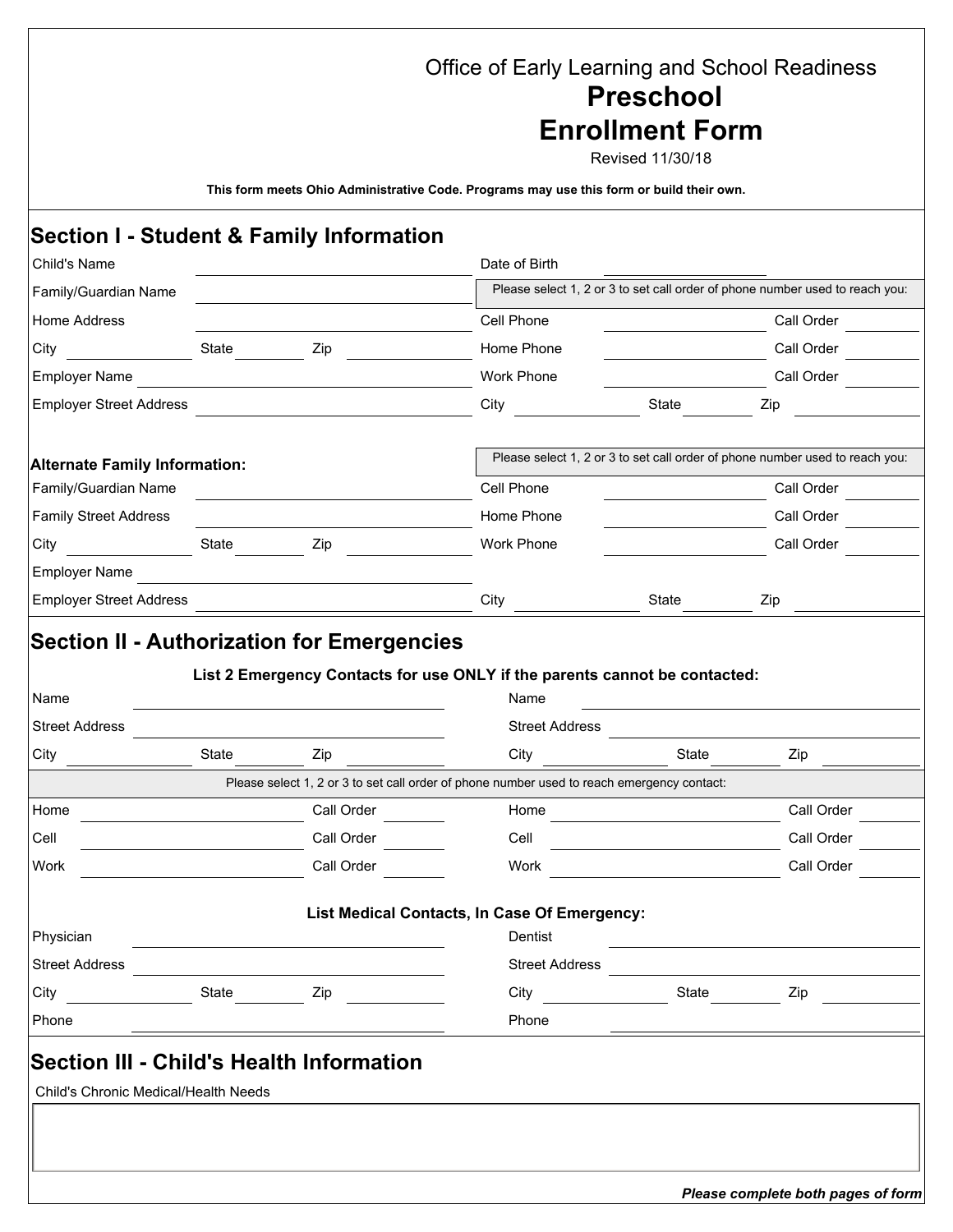Office of Early Learning and School Readiness

# Preschool Enrollment Form

Revised 11/30/18

**This form meets Ohio Administrative Code. Programs may use this form or build their own.**

## Section I - Student & Family Information

Child's Name ____________________ Date of Birth ____________________

Family/Guardian Name ____________________

Please select 1, 2 or 3 to set call order of phone number used to reach you:

Home Address ____________________ Cell Phone ____________________ Call Order ______

City ______ State ______ Zip ______ Home Phone ____________________ Call Order ______

Employer Name ____________________ Work Phone ____________________ Call Order ______

Employer Street Address ____________________ City ______ State ______ Zip ______

**Alternate Family Information:**

Please select 1, 2 or 3 to set call order of phone number used to reach you:

Family/Guardian Name ____________________ Cell Phone ____________________ Call Order ______

Family Street Address ____________________ Home Phone ____________________ Call Order ______

City ______ State ______ Zip ______ Work Phone ____________________ Call Order ______

Employer Name ____________________

Employer Street Address ____________________ City ______ State ______ Zip ______

## Section II - Authorization for Emergencies

**List 2 Emergency Contacts for use ONLY if the parents cannot be contacted:**

Name ____________________ Name ____________________

Street Address ____________________ Street Address ____________________

City ______ State ______ Zip ______ City ______ State ______ Zip ______

Please select 1, 2 or 3 to set call order of phone number used to reach emergency contact:

Home ____________________ Call Order ______ Home ____________________ Call Order ______

Cell ____________________ Call Order ______ Cell ____________________ Call Order ______

Work ____________________ Call Order ______ Work ____________________ Call Order ______

**List Medical Contacts, In Case Of Emergency:**

Physician ____________________ Dentist ____________________

Street Address ____________________ Street Address ____________________

City ______ State ______ Zip ______ City ______ State ______ Zip ______

Phone ____________________ Phone ____________________

## Section III - Child's Health Information

Child's Chronic Medical/Health Needs

____________________

***Please complete both pages of form***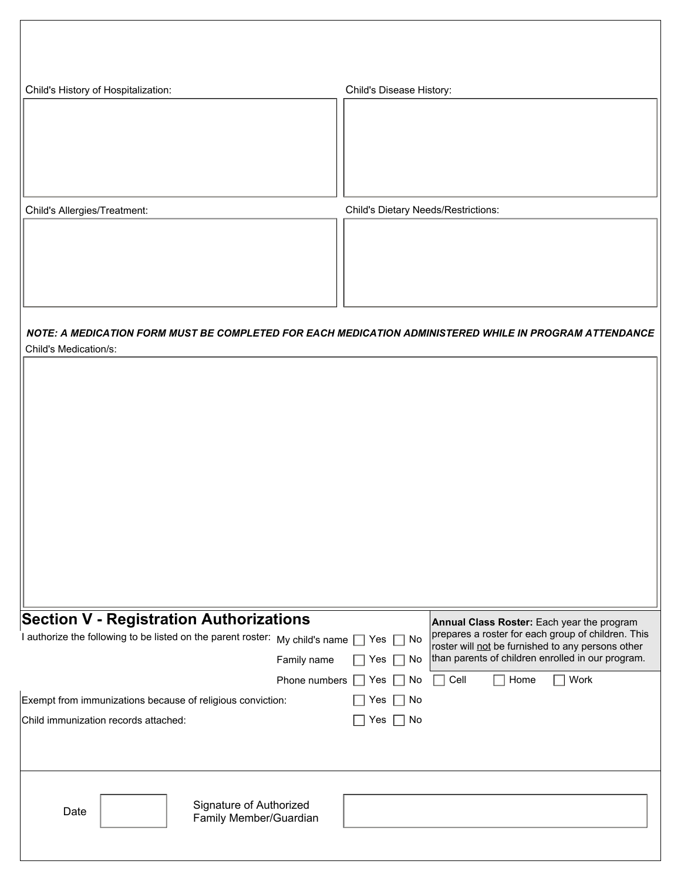Child's History of Hospitalization:

Child's Disease History:

Child's Allergies/Treatment:

Child's Dietary Needs/Restrictions:

***NOTE: A MEDICATION FORM MUST BE COMPLETED FOR EACH MEDICATION ADMINISTERED WHILE IN PROGRAM ATTENDANCE***

Child's Medication/s:

## Section V - Registration Authorizations

**Annual Class Roster:** Each year the program prepares a roster for each group of children. This roster will not be furnished to any persons other than parents of children enrolled in our program.

I authorize the following to be listed on the parent roster:

My child's name ☐ Yes ☐ No

Family name ☐ Yes ☐ No

Phone numbers ☐ Yes ☐ No ☐ Cell ☐ Home ☐ Work

Exempt from immunizations because of religious conviction: ☐ Yes ☐ No

Child immunization records attached: ☐ Yes ☐ No

Date

Signature of Authorized Family Member/Guardian